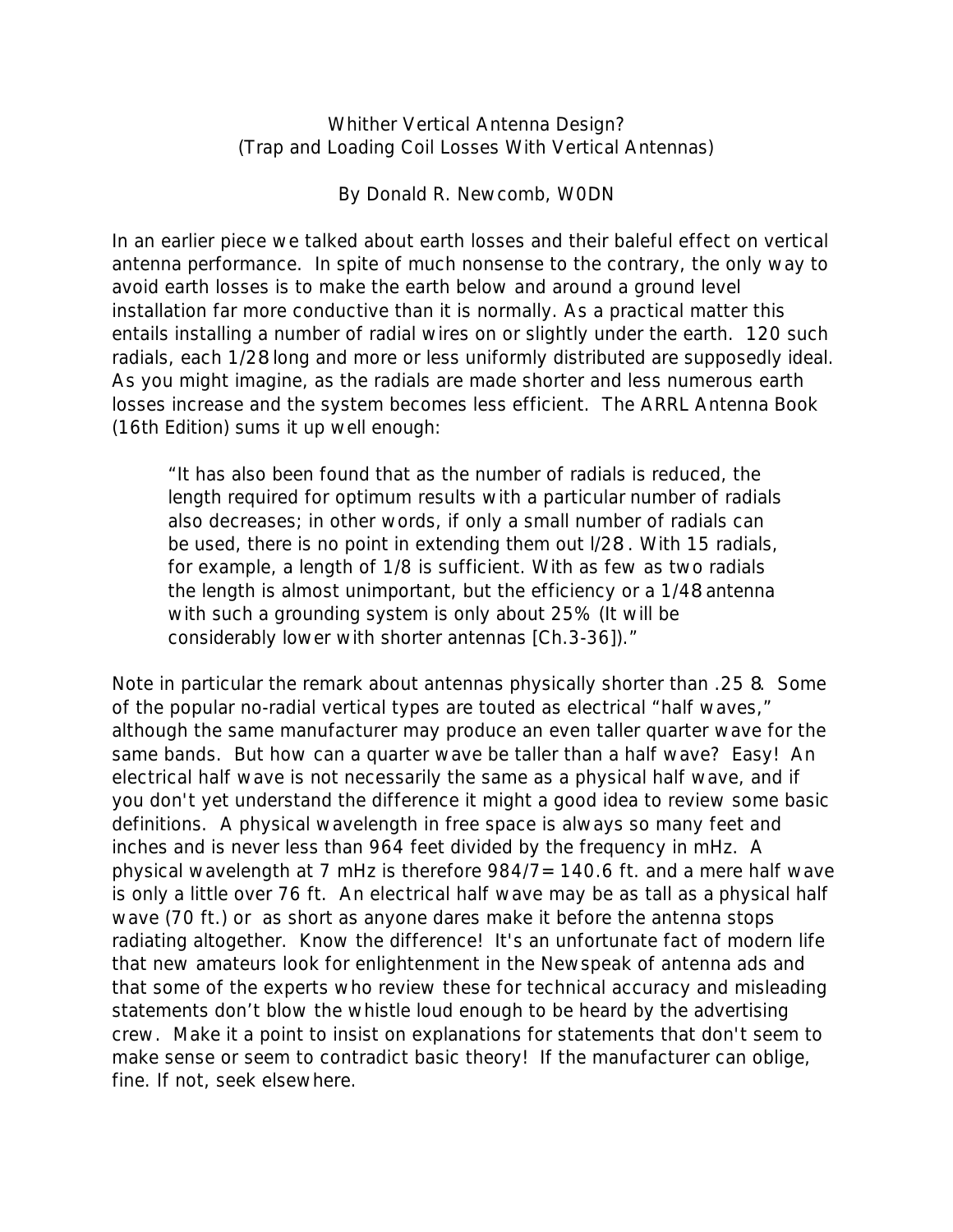# Whither Vertical Antenna Design?
## (Trap and Loading Coil Losses With Vertical Antennas)

By Donald R. Newcomb, W0DN

In an earlier piece we talked about earth losses and their baleful effect on vertical antenna performance. In spite of much nonsense to the contrary, the only way to avoid earth losses is to make the earth below and around a ground level installation far more conductive than it is normally. As a practical matter this entails installing a number of radial wires on or slightly under the earth. 120 such radials, each 1/28 long and more or less uniformly distributed are supposedly ideal. As you might imagine, as the radials are made shorter and less numerous earth losses increase and the system becomes less efficient. The ARRL Antenna Book (16th Edition) sums it up well enough:

> "It has also been found that as the number of radials is reduced, the length required for optimum results with a particular number of radials also decreases; in other words, if only a small number of radials can be used, there is no point in extending them out l/28. With 15 radials, for example, a length of 1/8 is sufficient. With as few as two radials the length is almost unimportant, but the efficiency or a 1/48 antenna with such a grounding system is only about 25% (It will be considerably lower with shorter antennas [Ch.3-36])."

Note in particular the remark about antennas physically shorter than .25 8. Some of the popular no-radial vertical types are touted as electrical "half waves," although the same manufacturer may produce an even taller quarter wave for the same bands. But how can a quarter wave be taller than a half wave? Easy! An electrical half wave is not necessarily the same as a physical half wave, and if you don't yet understand the difference it might a good idea to review some basic definitions. A physical wavelength in free space is always so many feet and inches and is never less than 964 feet divided by the frequency in mHz. A physical wavelength at 7 mHz is therefore 984/7= 140.6 ft. and a mere half wave is only a little over 76 ft. An electrical half wave may be as tall as a physical half wave (70 ft.) or as short as anyone dares make it before the antenna stops radiating altogether. Know the difference! It's an unfortunate fact of modern life that new amateurs look for enlightenment in the Newspeak of antenna ads and that some of the experts who review these for technical accuracy and misleading statements don't blow the whistle loud enough to be heard by the advertising crew. Make it a point to insist on explanations for statements that don't seem to make sense or seem to contradict basic theory! If the manufacturer can oblige, fine. If not, seek elsewhere.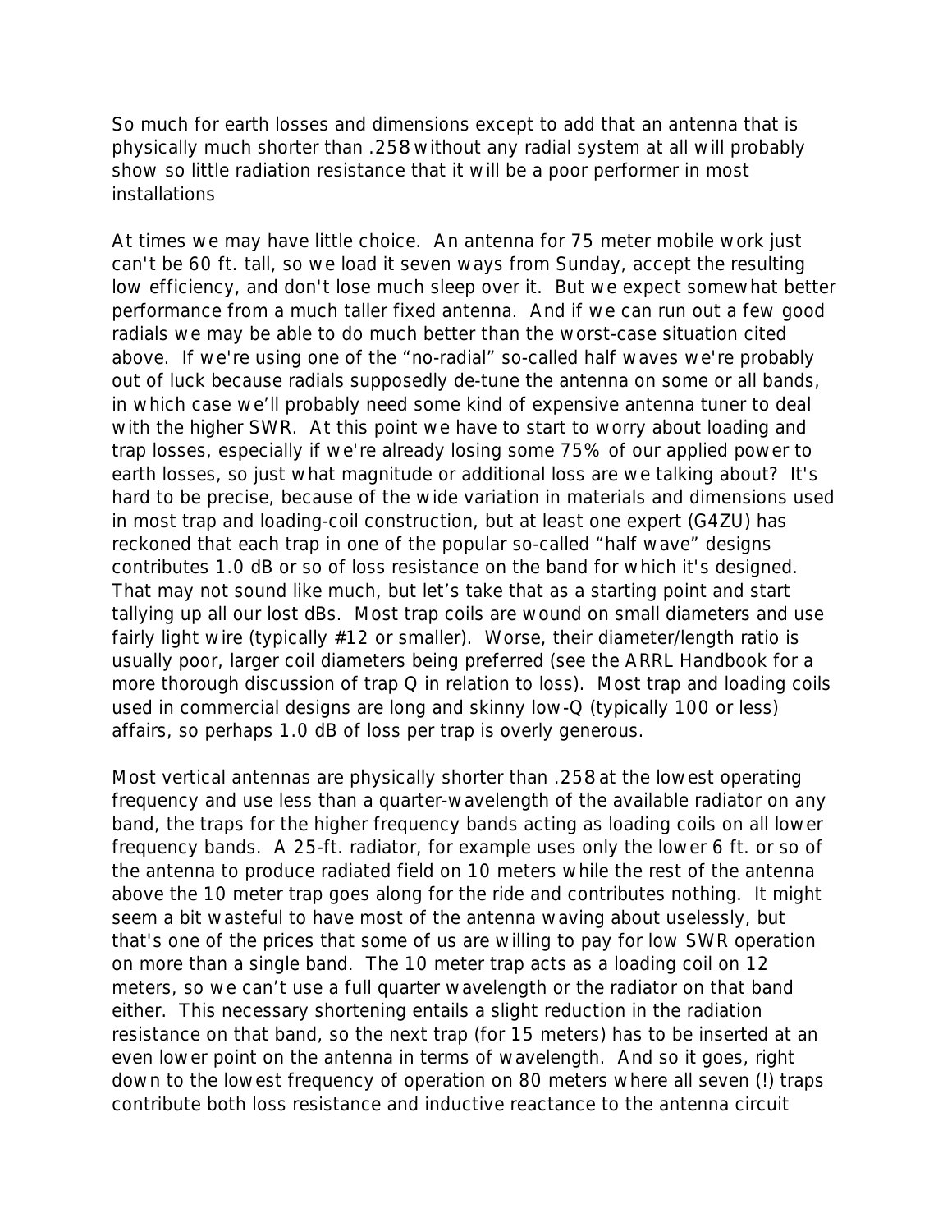So much for earth losses and dimensions except to add that an antenna that is physically much shorter than .25ß without any radial system at all will probably show so little radiation resistance that it will be a poor performer in most installations

At times we may have little choice. An antenna for 75 meter mobile work just can't be 60 ft. tall, so we load it seven ways from Sunday, accept the resulting low efficiency, and don't lose much sleep over it. But we expect somewhat better performance from a much taller fixed antenna. And if we can run out a few good radials we may be able to do much better than the worst-case situation cited above. If we're using one of the "no-radial" so-called half waves we're probably out of luck because radials supposedly de-tune the antenna on some or all bands, in which case we'll probably need some kind of expensive antenna tuner to deal with the higher SWR. At this point we have to start to worry about loading and trap losses, especially if we're already losing some 75% of our applied power to earth losses, so just what magnitude or additional loss are we talking about? It's hard to be precise, because of the wide variation in materials and dimensions used in most trap and loading-coil construction, but at least one expert (G4ZU) has reckoned that each trap in one of the popular so-called "half wave" designs contributes 1.0 dB or so of loss resistance on the band for which it's designed. That may not sound like much, but let's take that as a starting point and start tallying up all our lost dBs. Most trap coils are wound on small diameters and use fairly light wire (typically #12 or smaller). Worse, their diameter/length ratio is usually poor, larger coil diameters being preferred (see the ARRL Handbook for a more thorough discussion of trap Q in relation to loss). Most trap and loading coils used in commercial designs are long and skinny low-Q (typically 100 or less) affairs, so perhaps 1.0 dB of loss per trap is overly generous.

Most vertical antennas are physically shorter than .25ß at the lowest operating frequency and use less than a quarter-wavelength of the available radiator on any band, the traps for the higher frequency bands acting as loading coils on all lower frequency bands. A 25-ft. radiator, for example uses only the lower 6 ft. or so of the antenna to produce radiated field on 10 meters while the rest of the antenna above the 10 meter trap goes along for the ride and contributes nothing. It might seem a bit wasteful to have most of the antenna waving about uselessly, but that's one of the prices that some of us are willing to pay for low SWR operation on more than a single band. The 10 meter trap acts as a loading coil on 12 meters, so we can't use a full quarter wavelength or the radiator on that band either. This necessary shortening entails a slight reduction in the radiation resistance on that band, so the next trap (for 15 meters) has to be inserted at an even lower point on the antenna in terms of wavelength. And so it goes, right down to the lowest frequency of operation on 80 meters where all seven (!) traps contribute both loss resistance and inductive reactance to the antenna circuit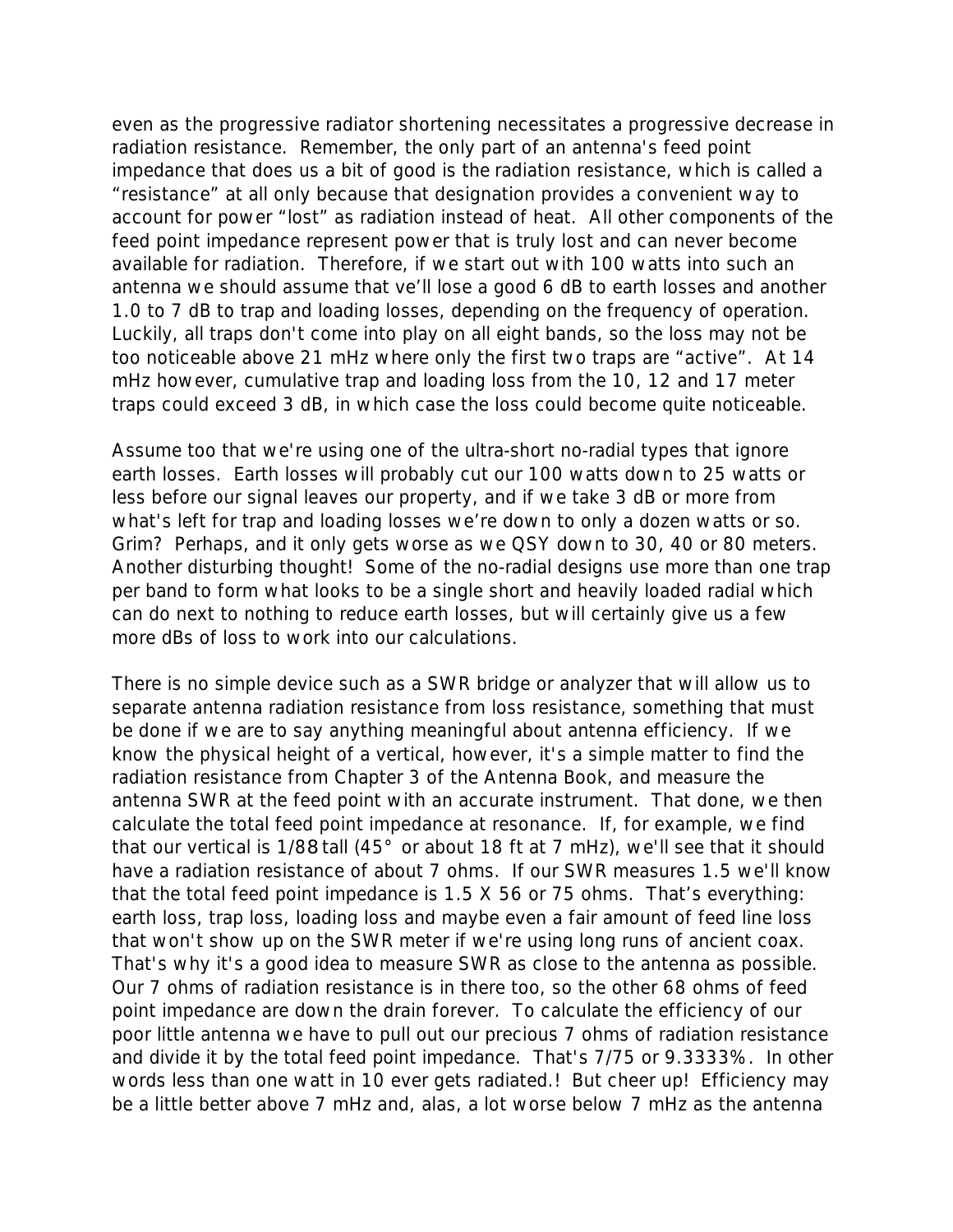even as the progressive radiator shortening necessitates a progressive decrease in radiation resistance. Remember, the only part of an antenna's feed point impedance that does us a bit of good is the radiation resistance, which is called a "resistance" at all only because that designation provides a convenient way to account for power "lost" as radiation instead of heat. All other components of the feed point impedance represent power that is truly lost and can never become available for radiation. Therefore, if we start out with 100 watts into such an antenna we should assume that ve'll lose a good 6 dB to earth losses and another 1.0 to 7 dB to trap and loading losses, depending on the frequency of operation. Luckily, all traps don't come into play on all eight bands, so the loss may not be too noticeable above 21 mHz where only the first two traps are "active". At 14 mHz however, cumulative trap and loading loss from the 10, 12 and 17 meter traps could exceed 3 dB, in which case the loss could become quite noticeable.

Assume too that we're using one of the ultra-short no-radial types that ignore earth losses. Earth losses will probably cut our 100 watts down to 25 watts or less before our signal leaves our property, and if we take 3 dB or more from what's left for trap and loading losses we're down to only a dozen watts or so. Grim? Perhaps, and it only gets worse as we QSY down to 30, 40 or 80 meters. Another disturbing thought! Some of the no-radial designs use more than one trap per band to form what looks to be a single short and heavily loaded radial which can do next to nothing to reduce earth losses, but will certainly give us a few more dBs of loss to work into our calculations.

There is no simple device such as a SWR bridge or analyzer that will allow us to separate antenna radiation resistance from loss resistance, something that must be done if we are to say anything meaningful about antenna efficiency. If we know the physical height of a vertical, however, it's a simple matter to find the radiation resistance from Chapter 3 of the Antenna Book, and measure the antenna SWR at the feed point with an accurate instrument. That done, we then calculate the total feed point impedance at resonance. If, for example, we find that our vertical is 1/88 tall (45° or about 18 ft at 7 mHz), we'll see that it should have a radiation resistance of about 7 ohms. If our SWR measures 1.5 we'll know that the total feed point impedance is 1.5 X 56 or 75 ohms. That's everything: earth loss, trap loss, loading loss and maybe even a fair amount of feed line loss that won't show up on the SWR meter if we're using long runs of ancient coax. That's why it's a good idea to measure SWR as close to the antenna as possible. Our 7 ohms of radiation resistance is in there too, so the other 68 ohms of feed point impedance are down the drain forever. To calculate the efficiency of our poor little antenna we have to pull out our precious 7 ohms of radiation resistance and divide it by the total feed point impedance. That's 7/75 or 9.3333%. In other words less than one watt in 10 ever gets radiated.! But cheer up! Efficiency may be a little better above 7 mHz and, alas, a lot worse below 7 mHz as the antenna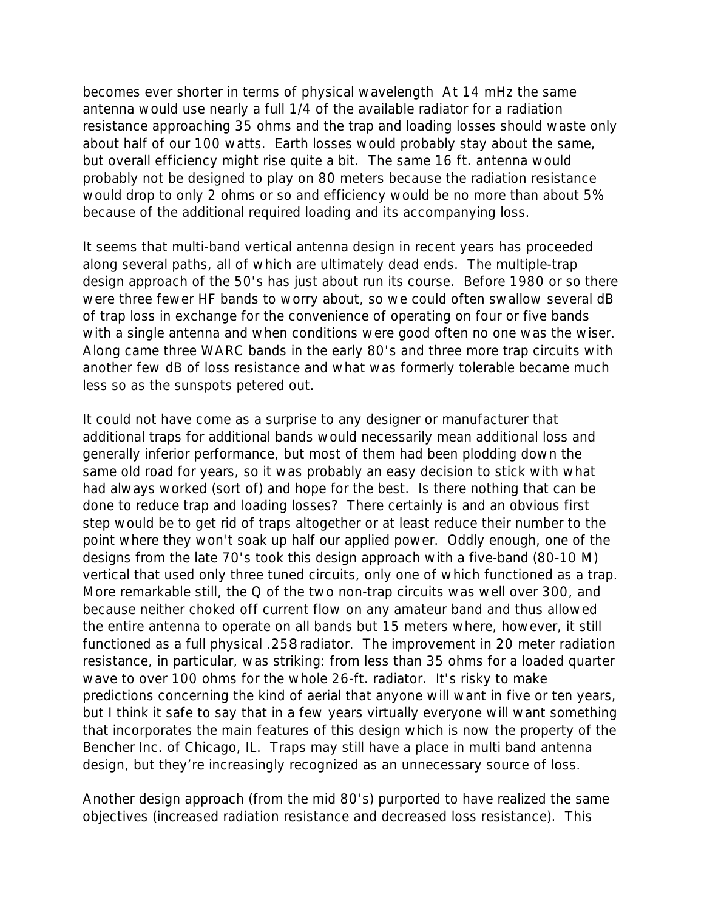becomes ever shorter in terms of physical wavelength At 14 mHz the same antenna would use nearly a full 1/4 of the available radiator for a radiation resistance approaching 35 ohms and the trap and loading losses should waste only about half of our 100 watts. Earth losses would probably stay about the same, but overall efficiency might rise quite a bit. The same 16 ft. antenna would probably not be designed to play on 80 meters because the radiation resistance would drop to only 2 ohms or so and efficiency would be no more than about 5% because of the additional required loading and its accompanying loss.

It seems that multi-band vertical antenna design in recent years has proceeded along several paths, all of which are ultimately dead ends. The multiple-trap design approach of the 50's has just about run its course. Before 1980 or so there were three fewer HF bands to worry about, so we could often swallow several dB of trap loss in exchange for the convenience of operating on four or five bands with a single antenna and when conditions were good often no one was the wiser. Along came three WARC bands in the early 80's and three more trap circuits with another few dB of loss resistance and what was formerly tolerable became much less so as the sunspots petered out.

It could not have come as a surprise to any designer or manufacturer that additional traps for additional bands would necessarily mean additional loss and generally inferior performance, but most of them had been plodding down the same old road for years, so it was probably an easy decision to stick with what had always worked (sort of) and hope for the best. Is there nothing that can be done to reduce trap and loading losses? There certainly is and an obvious first step would be to get rid of traps altogether or at least reduce their number to the point where they won't soak up half our applied power. Oddly enough, one of the designs from the late 70's took this design approach with a five-band (80-10 M) vertical that used only three tuned circuits, only one of which functioned as a trap. More remarkable still, the Q of the two non-trap circuits was well over 300, and because neither choked off current flow on any amateur band and thus allowed the entire antenna to operate on all bands but 15 meters where, however, it still functioned as a full physical .258 radiator. The improvement in 20 meter radiation resistance, in particular, was striking: from less than 35 ohms for a loaded quarter wave to over 100 ohms for the whole 26-ft. radiator. It's risky to make predictions concerning the kind of aerial that anyone will want in five or ten years, but I think it safe to say that in a few years virtually everyone will want something that incorporates the main features of this design which is now the property of the Bencher Inc. of Chicago, IL. Traps may still have a place in multi band antenna design, but they're increasingly recognized as an unnecessary source of loss.

Another design approach (from the mid 80's) purported to have realized the same objectives (increased radiation resistance and decreased loss resistance). This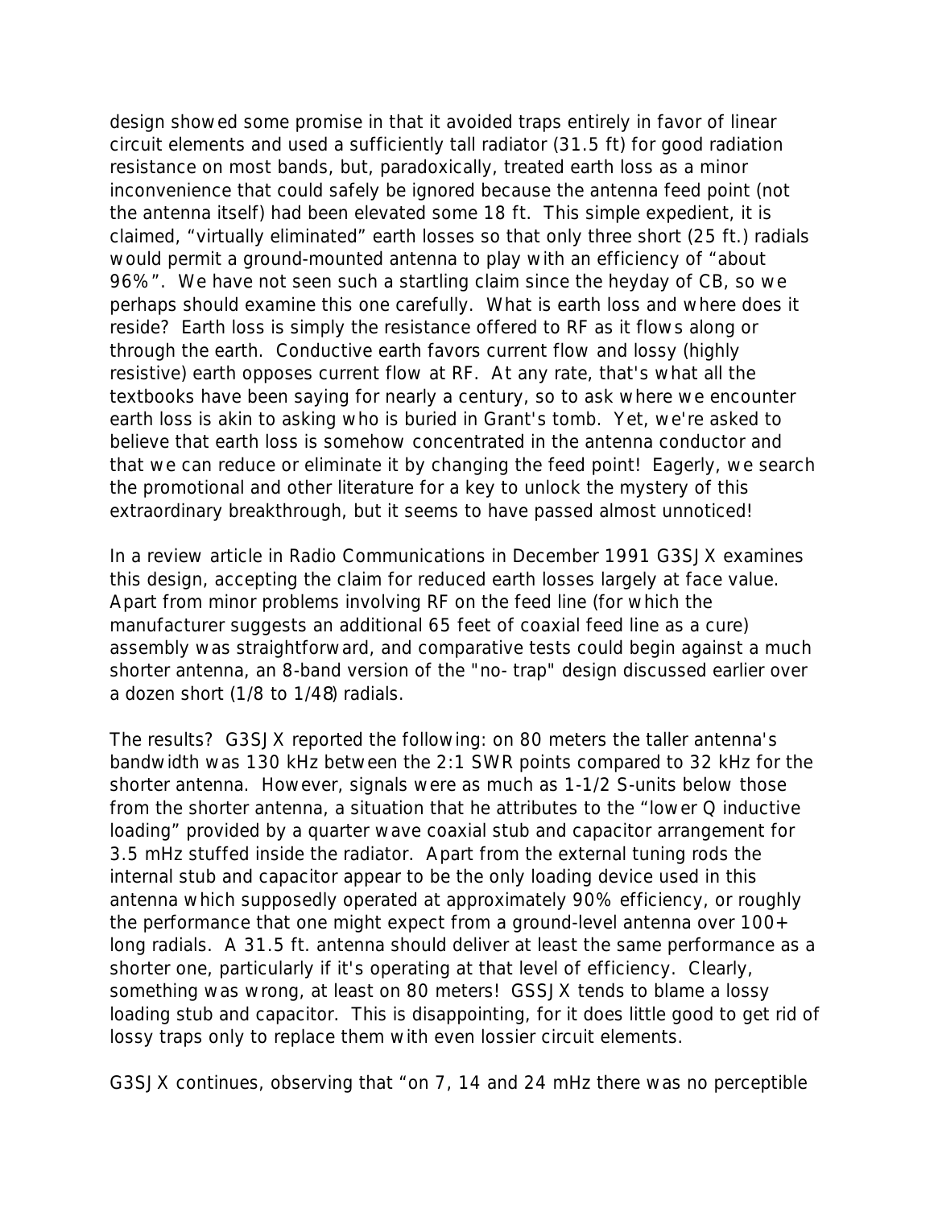design showed some promise in that it avoided traps entirely in favor of linear circuit elements and used a sufficiently tall radiator (31.5 ft) for good radiation resistance on most bands, but, paradoxically, treated earth loss as a minor inconvenience that could safely be ignored because the antenna feed point (not the antenna itself) had been elevated some 18 ft. This simple expedient, it is claimed, "virtually eliminated" earth losses so that only three short (25 ft.) radials would permit a ground-mounted antenna to play with an efficiency of "about 96%". We have not seen such a startling claim since the heyday of CB, so we perhaps should examine this one carefully. What is earth loss and where does it reside? Earth loss is simply the resistance offered to RF as it flows along or through the earth. Conductive earth favors current flow and lossy (highly resistive) earth opposes current flow at RF. At any rate, that's what all the textbooks have been saying for nearly a century, so to ask where we encounter earth loss is akin to asking who is buried in Grant's tomb. Yet, we're asked to believe that earth loss is somehow concentrated in the antenna conductor and that we can reduce or eliminate it by changing the feed point! Eagerly, we search the promotional and other literature for a key to unlock the mystery of this extraordinary breakthrough, but it seems to have passed almost unnoticed!

In a review article in Radio Communications in December 1991 G3SJX examines this design, accepting the claim for reduced earth losses largely at face value. Apart from minor problems involving RF on the feed line (for which the manufacturer suggests an additional 65 feet of coaxial feed line as a cure) assembly was straightforward, and comparative tests could begin against a much shorter antenna, an 8-band version of the "no- trap" design discussed earlier over a dozen short (1/8 to 1/48) radials.

The results? G3SJX reported the following: on 80 meters the taller antenna's bandwidth was 130 kHz between the 2:1 SWR points compared to 32 kHz for the shorter antenna. However, signals were as much as 1-1/2 S-units below those from the shorter antenna, a situation that he attributes to the "lower Q inductive loading" provided by a quarter wave coaxial stub and capacitor arrangement for 3.5 mHz stuffed inside the radiator. Apart from the external tuning rods the internal stub and capacitor appear to be the only loading device used in this antenna which supposedly operated at approximately 90% efficiency, or roughly the performance that one might expect from a ground-level antenna over 100+ long radials. A 31.5 ft. antenna should deliver at least the same performance as a shorter one, particularly if it's operating at that level of efficiency. Clearly, something was wrong, at least on 80 meters! GSSJX tends to blame a lossy loading stub and capacitor. This is disappointing, for it does little good to get rid of lossy traps only to replace them with even lossier circuit elements.

G3SJX continues, observing that "on 7, 14 and 24 mHz there was no perceptible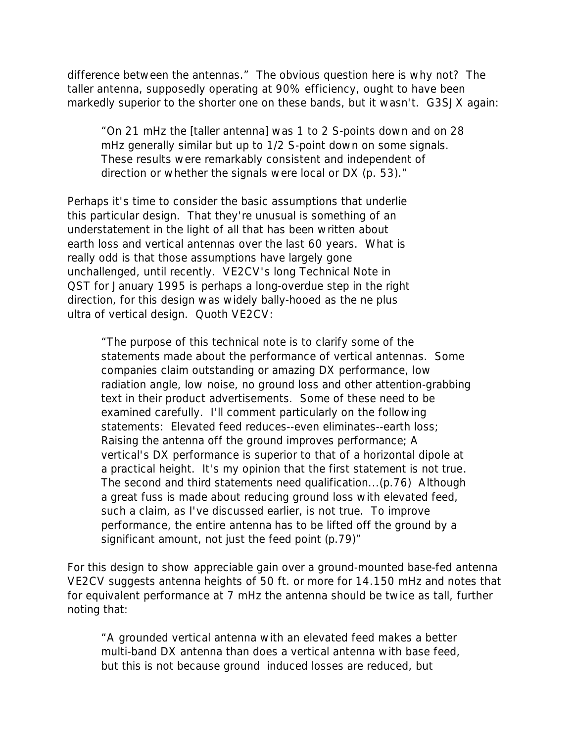difference between the antennas." The obvious question here is why not? The taller antenna, supposedly operating at 90% efficiency, ought to have been markedly superior to the shorter one on these bands, but it wasn't. G3SJX again:

> "On 21 mHz the [taller antenna] was 1 to 2 S-points down and on 28 mHz generally similar but up to 1/2 S-point down on some signals. These results were remarkably consistent and independent of direction or whether the signals were local or DX (p. 53)."

Perhaps it's time to consider the basic assumptions that underlie this particular design. That they're unusual is something of an understatement in the light of all that has been written about earth loss and vertical antennas over the last 60 years. What is really odd is that those assumptions have largely gone unchallenged, until recently. VE2CV's long Technical Note in QST for January 1995 is perhaps a long-overdue step in the right direction, for this design was widely bally-hooed as the ne plus ultra of vertical design. Quoth VE2CV:

> "The purpose of this technical note is to clarify some of the statements made about the performance of vertical antennas. Some companies claim outstanding or amazing DX performance, low radiation angle, low noise, no ground loss and other attention-grabbing text in their product advertisements. Some of these need to be examined carefully. I'll comment particularly on the following statements: Elevated feed reduces--even eliminates--earth loss; Raising the antenna off the ground improves performance; A vertical's DX performance is superior to that of a horizontal dipole at a practical height. It's my opinion that the first statement is not true. The second and third statements need qualification...(p.76) Although a great fuss is made about reducing ground loss with elevated feed, such a claim, as I've discussed earlier, is not true. To improve performance, the entire antenna has to be lifted off the ground by a significant amount, not just the feed point (p.79)"

For this design to show appreciable gain over a ground-mounted base-fed antenna VE2CV suggests antenna heights of 50 ft. or more for 14.150 mHz and notes that for equivalent performance at 7 mHz the antenna should be twice as tall, further noting that:

> "A grounded vertical antenna with an elevated feed makes a better multi-band DX antenna than does a vertical antenna with base feed, but this is not because ground induced losses are reduced, but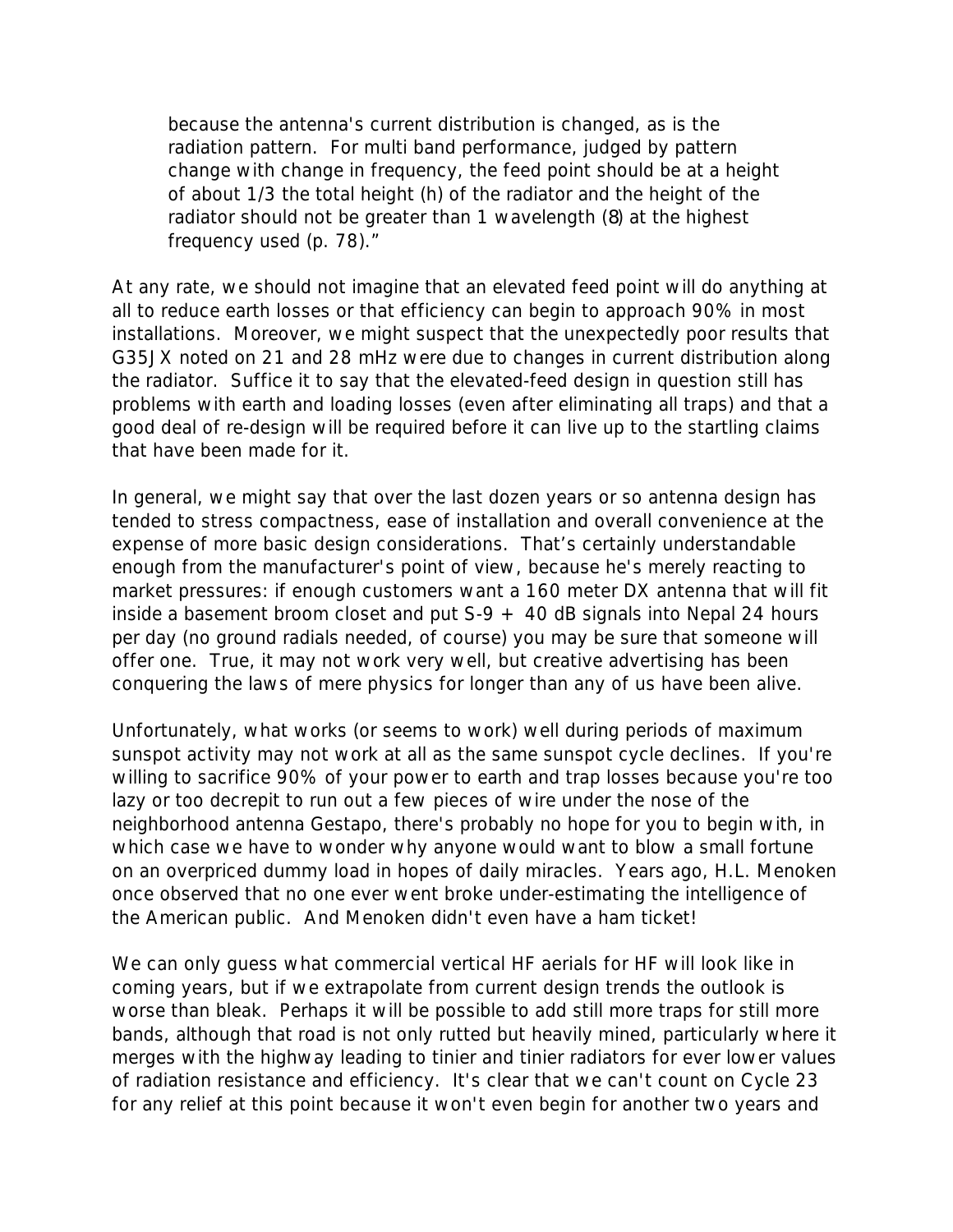> because the antenna's current distribution is changed, as is the radiation pattern. For multi band performance, judged by pattern change with change in frequency, the feed point should be at a height of about 1/3 the total height (h) of the radiator and the height of the radiator should not be greater than 1 wavelength (8) at the highest frequency used (p. 78)."

At any rate, we should not imagine that an elevated feed point will do anything at all to reduce earth losses or that efficiency can begin to approach 90% in most installations. Moreover, we might suspect that the unexpectedly poor results that G35JX noted on 21 and 28 mHz were due to changes in current distribution along the radiator. Suffice it to say that the elevated-feed design in question still has problems with earth and loading losses (even after eliminating all traps) and that a good deal of re-design will be required before it can live up to the startling claims that have been made for it.

In general, we might say that over the last dozen years or so antenna design has tended to stress compactness, ease of installation and overall convenience at the expense of more basic design considerations. That's certainly understandable enough from the manufacturer's point of view, because he's merely reacting to market pressures: if enough customers want a 160 meter DX antenna that will fit inside a basement broom closet and put S-9 + 40 dB signals into Nepal 24 hours per day (no ground radials needed, of course) you may be sure that someone will offer one. True, it may not work very well, but creative advertising has been conquering the laws of mere physics for longer than any of us have been alive.

Unfortunately, what works (or seems to work) well during periods of maximum sunspot activity may not work at all as the same sunspot cycle declines. If you're willing to sacrifice 90% of your power to earth and trap losses because you're too lazy or too decrepit to run out a few pieces of wire under the nose of the neighborhood antenna Gestapo, there's probably no hope for you to begin with, in which case we have to wonder why anyone would want to blow a small fortune on an overpriced dummy load in hopes of daily miracles. Years ago, H.L. Menoken once observed that no one ever went broke under-estimating the intelligence of the American public. And Menoken didn't even have a ham ticket!

We can only guess what commercial vertical HF aerials for HF will look like in coming years, but if we extrapolate from current design trends the outlook is worse than bleak. Perhaps it will be possible to add still more traps for still more bands, although that road is not only rutted but heavily mined, particularly where it merges with the highway leading to tinier and tinier radiators for ever lower values of radiation resistance and efficiency. It's clear that we can't count on Cycle 23 for any relief at this point because it won't even begin for another two years and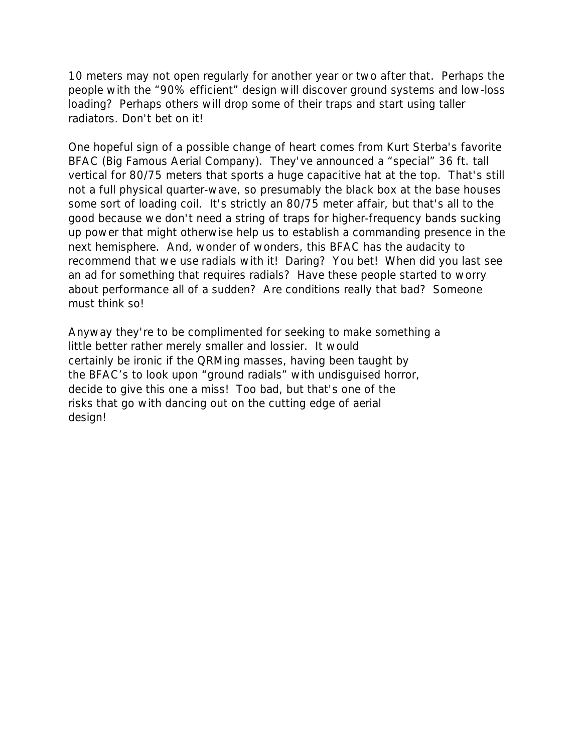10 meters may not open regularly for another year or two after that. Perhaps the people with the “90% efficient” design will discover ground systems and low-loss loading? Perhaps others will drop some of their traps and start using taller radiators. Don't bet on it!

One hopeful sign of a possible change of heart comes from Kurt Sterba's favorite BFAC (Big Famous Aerial Company). They've announced a “special” 36 ft. tall vertical for 80/75 meters that sports a huge capacitive hat at the top. That's still not a full physical quarter-wave, so presumably the black box at the base houses some sort of loading coil. It's strictly an 80/75 meter affair, but that's all to the good because we don't need a string of traps for higher-frequency bands sucking up power that might otherwise help us to establish a commanding presence in the next hemisphere. And, wonder of wonders, this BFAC has the audacity to recommend that we use radials with it! Daring? You bet! When did you last see an ad for something that requires radials? Have these people started to worry about performance all of a sudden? Are conditions really that bad? Someone must think so!

Anyway they're to be complimented for seeking to make something a little better rather merely smaller and lossier. It would certainly be ironic if the QRMing masses, having been taught by the BFAC’s to look upon “ground radials” with undisguised horror, decide to give this one a miss! Too bad, but that's one of the risks that go with dancing out on the cutting edge of aerial design!